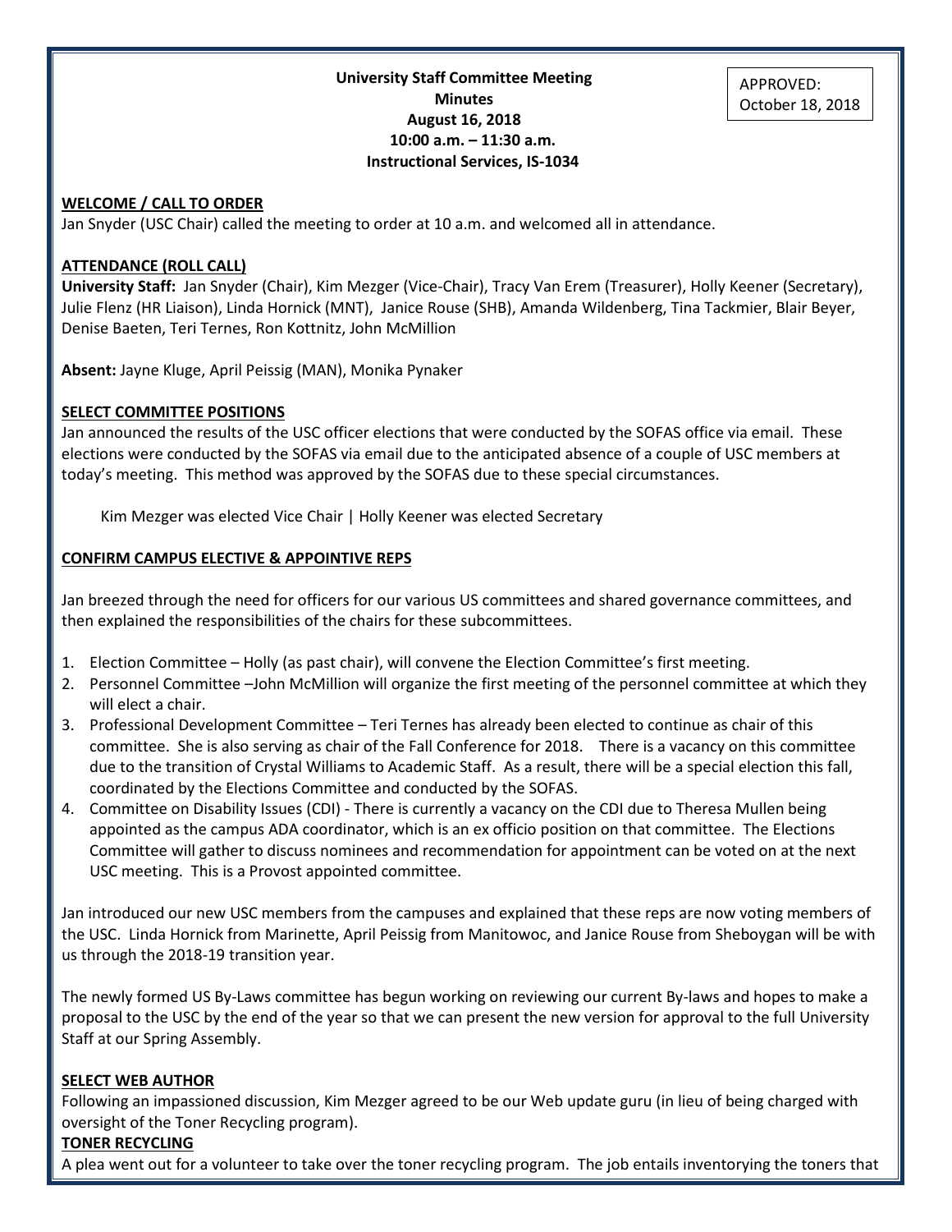**University Staff Committee Meeting**
**Minutes**
**August 16, 2018**
**10:00 a.m. – 11:30 a.m.**
**Instructional Services, IS-1034**

APPROVED:
October 18, 2018

## WELCOME / CALL TO ORDER

Jan Snyder (USC Chair) called the meeting to order at 10 a.m. and welcomed all in attendance.

## ATTENDANCE (ROLL CALL)

**University Staff:** Jan Snyder (Chair), Kim Mezger (Vice-Chair), Tracy Van Erem (Treasurer), Holly Keener (Secretary), Julie Flenz (HR Liaison), Linda Hornick (MNT), Janice Rouse (SHB), Amanda Wildenberg, Tina Tackmier, Blair Beyer, Denise Baeten, Teri Ternes, Ron Kottnitz, John McMillion

**Absent:** Jayne Kluge, April Peissig (MAN), Monika Pynaker

## SELECT COMMITTEE POSITIONS

Jan announced the results of the USC officer elections that were conducted by the SOFAS office via email. These elections were conducted by the SOFAS via email due to the anticipated absence of a couple of USC members at today's meeting. This method was approved by the SOFAS due to these special circumstances.

Kim Mezger was elected Vice Chair | Holly Keener was elected Secretary

## CONFIRM CAMPUS ELECTIVE & APPOINTIVE REPS

Jan breezed through the need for officers for our various US committees and shared governance committees, and then explained the responsibilities of the chairs for these subcommittees.

1. Election Committee – Holly (as past chair), will convene the Election Committee's first meeting.
2. Personnel Committee –John McMillion will organize the first meeting of the personnel committee at which they will elect a chair.
3. Professional Development Committee – Teri Ternes has already been elected to continue as chair of this committee. She is also serving as chair of the Fall Conference for 2018. There is a vacancy on this committee due to the transition of Crystal Williams to Academic Staff. As a result, there will be a special election this fall, coordinated by the Elections Committee and conducted by the SOFAS.
4. Committee on Disability Issues (CDI) - There is currently a vacancy on the CDI due to Theresa Mullen being appointed as the campus ADA coordinator, which is an ex officio position on that committee. The Elections Committee will gather to discuss nominees and recommendation for appointment can be voted on at the next USC meeting. This is a Provost appointed committee.

Jan introduced our new USC members from the campuses and explained that these reps are now voting members of the USC. Linda Hornick from Marinette, April Peissig from Manitowoc, and Janice Rouse from Sheboygan will be with us through the 2018-19 transition year.

The newly formed US By-Laws committee has begun working on reviewing our current By-laws and hopes to make a proposal to the USC by the end of the year so that we can present the new version for approval to the full University Staff at our Spring Assembly.

## SELECT WEB AUTHOR

Following an impassioned discussion, Kim Mezger agreed to be our Web update guru (in lieu of being charged with oversight of the Toner Recycling program).

## TONER RECYCLING

A plea went out for a volunteer to take over the toner recycling program. The job entails inventorying the toners that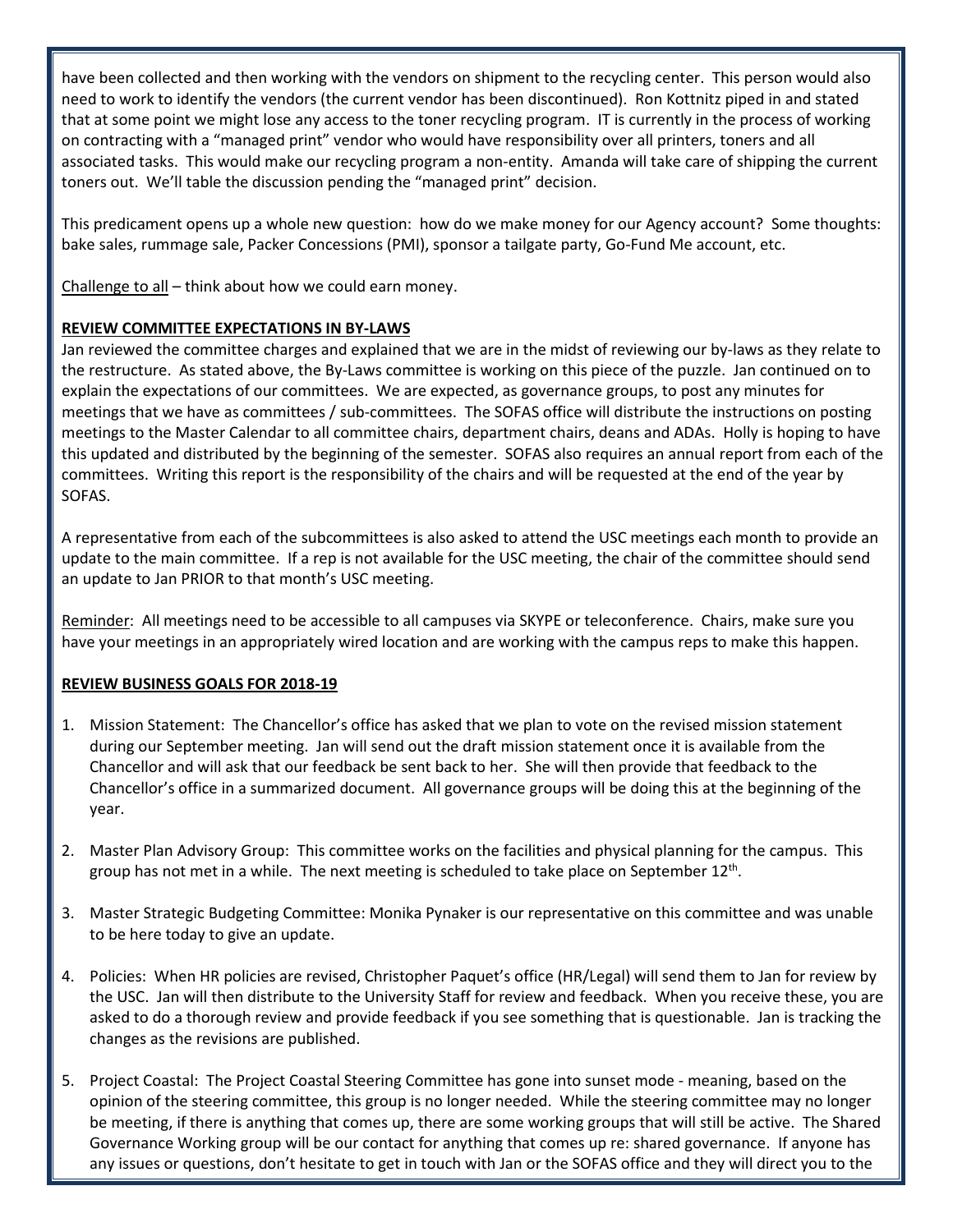have been collected and then working with the vendors on shipment to the recycling center. This person would also need to work to identify the vendors (the current vendor has been discontinued). Ron Kottnitz piped in and stated that at some point we might lose any access to the toner recycling program. IT is currently in the process of working on contracting with a "managed print" vendor who would have responsibility over all printers, toners and all associated tasks. This would make our recycling program a non-entity. Amanda will take care of shipping the current toners out. We'll table the discussion pending the "managed print" decision.

This predicament opens up a whole new question: how do we make money for our Agency account? Some thoughts: bake sales, rummage sale, Packer Concessions (PMI), sponsor a tailgate party, Go-Fund Me account, etc.

Challenge to all – think about how we could earn money.

**REVIEW COMMITTEE EXPECTATIONS IN BY-LAWS**

Jan reviewed the committee charges and explained that we are in the midst of reviewing our by-laws as they relate to the restructure. As stated above, the By-Laws committee is working on this piece of the puzzle. Jan continued on to explain the expectations of our committees. We are expected, as governance groups, to post any minutes for meetings that we have as committees / sub-committees. The SOFAS office will distribute the instructions on posting meetings to the Master Calendar to all committee chairs, department chairs, deans and ADAs. Holly is hoping to have this updated and distributed by the beginning of the semester. SOFAS also requires an annual report from each of the committees. Writing this report is the responsibility of the chairs and will be requested at the end of the year by SOFAS.

A representative from each of the subcommittees is also asked to attend the USC meetings each month to provide an update to the main committee. If a rep is not available for the USC meeting, the chair of the committee should send an update to Jan PRIOR to that month's USC meeting.

Reminder: All meetings need to be accessible to all campuses via SKYPE or teleconference. Chairs, make sure you have your meetings in an appropriately wired location and are working with the campus reps to make this happen.

**REVIEW BUSINESS GOALS FOR 2018-19**

1. Mission Statement: The Chancellor's office has asked that we plan to vote on the revised mission statement during our September meeting. Jan will send out the draft mission statement once it is available from the Chancellor and will ask that our feedback be sent back to her. She will then provide that feedback to the Chancellor's office in a summarized document. All governance groups will be doing this at the beginning of the year.

2. Master Plan Advisory Group: This committee works on the facilities and physical planning for the campus. This group has not met in a while. The next meeting is scheduled to take place on September 12th.

3. Master Strategic Budgeting Committee: Monika Pynaker is our representative on this committee and was unable to be here today to give an update.

4. Policies: When HR policies are revised, Christopher Paquet's office (HR/Legal) will send them to Jan for review by the USC. Jan will then distribute to the University Staff for review and feedback. When you receive these, you are asked to do a thorough review and provide feedback if you see something that is questionable. Jan is tracking the changes as the revisions are published.

5. Project Coastal: The Project Coastal Steering Committee has gone into sunset mode - meaning, based on the opinion of the steering committee, this group is no longer needed. While the steering committee may no longer be meeting, if there is anything that comes up, there are some working groups that will still be active. The Shared Governance Working group will be our contact for anything that comes up re: shared governance. If anyone has any issues or questions, don't hesitate to get in touch with Jan or the SOFAS office and they will direct you to the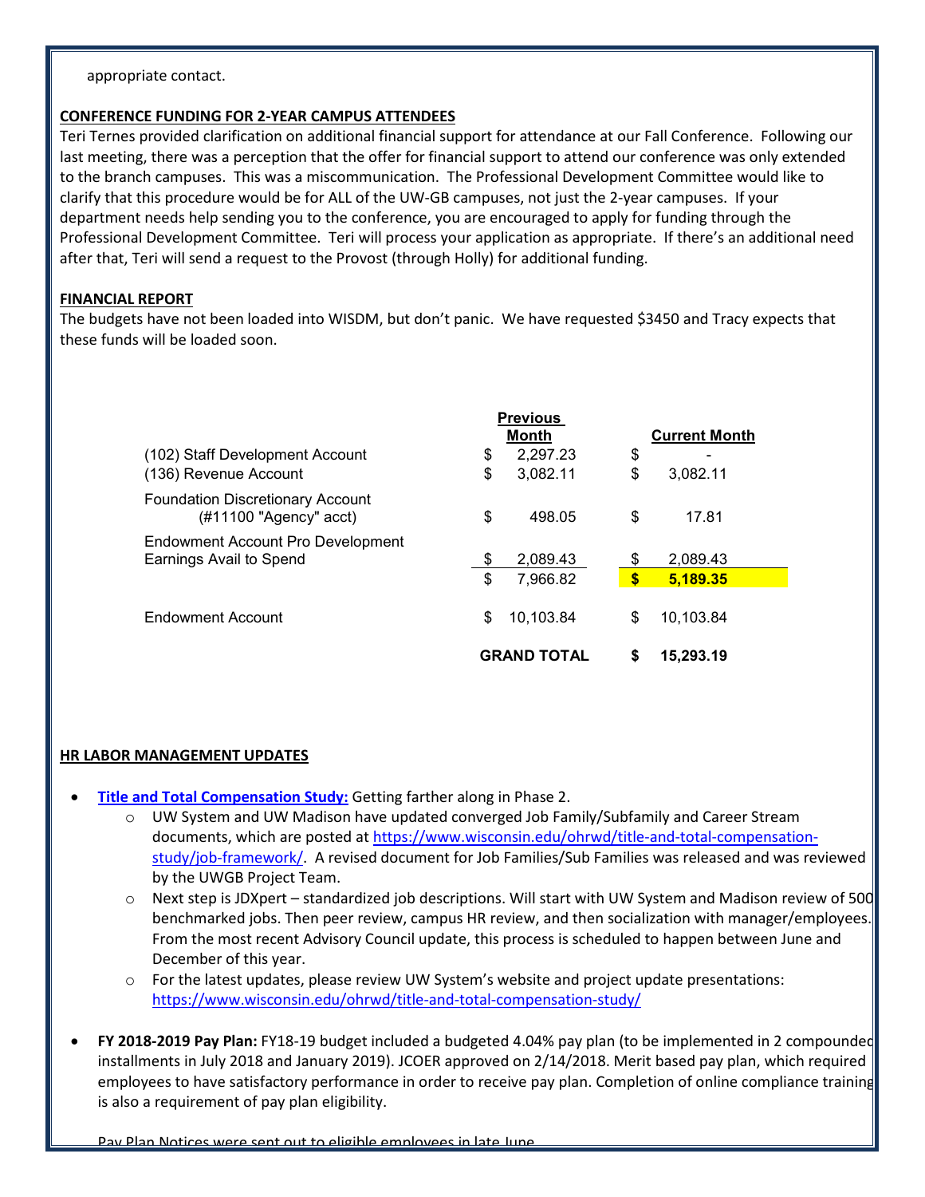appropriate contact.

**CONFERENCE FUNDING FOR 2-YEAR CAMPUS ATTENDEES**

Teri Ternes provided clarification on additional financial support for attendance at our Fall Conference. Following our last meeting, there was a perception that the offer for financial support to attend our conference was only extended to the branch campuses. This was a miscommunication. The Professional Development Committee would like to clarify that this procedure would be for ALL of the UW-GB campuses, not just the 2-year campuses. If your department needs help sending you to the conference, you are encouraged to apply for funding through the Professional Development Committee. Teri will process your application as appropriate. If there's an additional need after that, Teri will send a request to the Provost (through Holly) for additional funding.

**FINANCIAL REPORT**

The budgets have not been loaded into WISDM, but don't panic. We have requested $3450 and Tracy expects that these funds will be loaded soon.

| | Previous Month | Current Month |
|---|---|---|
| (102) Staff Development Account | $ 2,297.23 | $ - |
| (136) Revenue Account | $ 3,082.11 | $ 3,082.11 |
| Foundation Discretionary Account (#11100 "Agency" acct) | $ 498.05 | $ 17.81 |
| Endowment Account Pro Development Earnings Avail to Spend | $ 2,089.43 | $ 2,089.43 |
| | $ 7,966.82 | **$ 5,189.35** |
| Endowment Account | $ 10,103.84 | $ 10,103.84 |
| | **GRAND TOTAL** | **$ 15,293.19** |

**HR LABOR MANAGEMENT UPDATES**

- **Title and Total Compensation Study:** Getting farther along in Phase 2.
  - UW System and UW Madison have updated converged Job Family/Subfamily and Career Stream documents, which are posted at https://www.wisconsin.edu/ohrwd/title-and-total-compensation-study/job-framework/. A revised document for Job Families/Sub Families was released and was reviewed by the UWGB Project Team.
  - Next step is JDXpert – standardized job descriptions. Will start with UW System and Madison review of 500 benchmarked jobs. Then peer review, campus HR review, and then socialization with manager/employees. From the most recent Advisory Council update, this process is scheduled to happen between June and December of this year.
  - For the latest updates, please review UW System's website and project update presentations: https://www.wisconsin.edu/ohrwd/title-and-total-compensation-study/
- **FY 2018-2019 Pay Plan:** FY18-19 budget included a budgeted 4.04% pay plan (to be implemented in 2 compounded installments in July 2018 and January 2019). JCOER approved on 2/14/2018. Merit based pay plan, which required employees to have satisfactory performance in order to receive pay plan. Completion of online compliance training is also a requirement of pay plan eligibility.

  Pay Plan Notices were sent out to eligible employees in late June.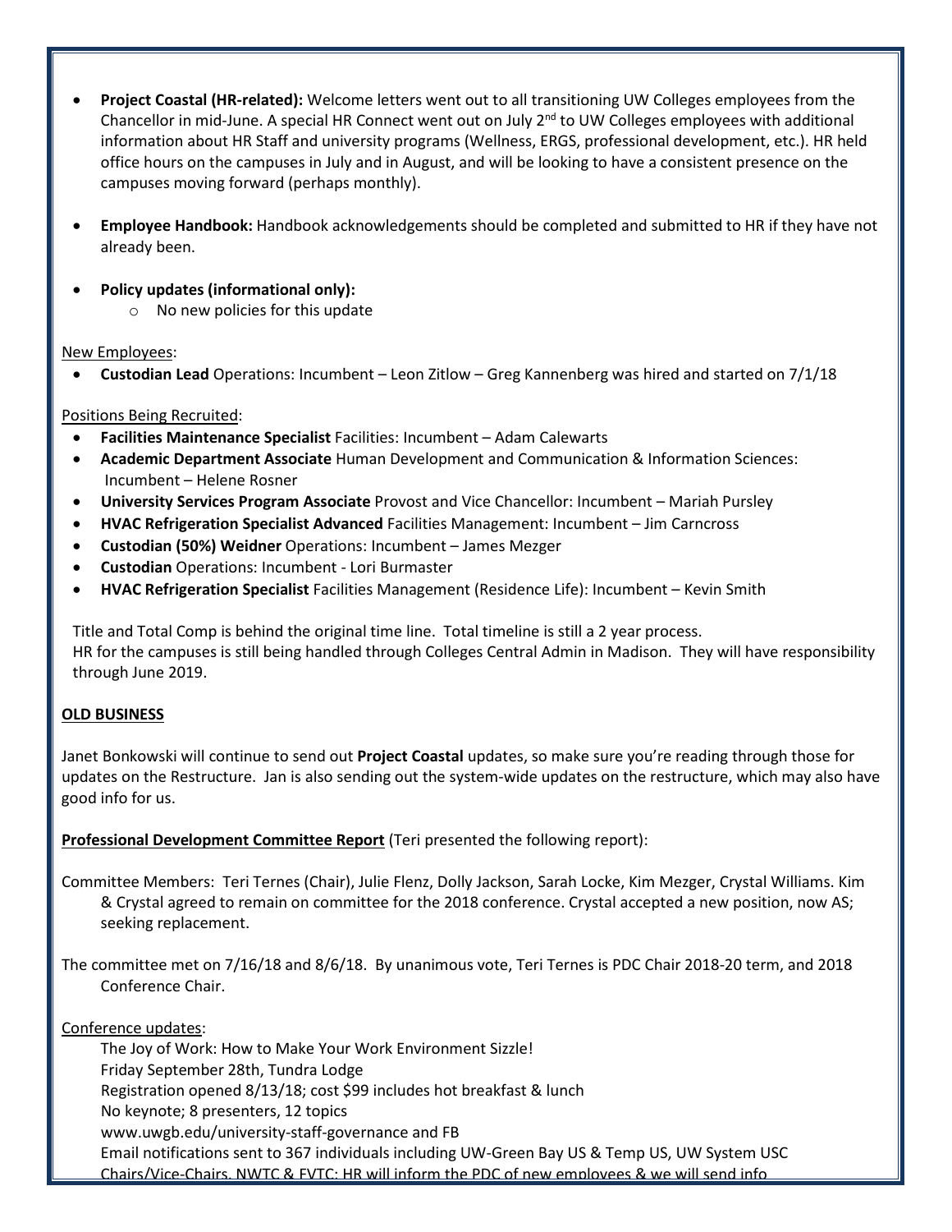- **Project Coastal (HR-related):** Welcome letters went out to all transitioning UW Colleges employees from the Chancellor in mid-June. A special HR Connect went out on July 2nd to UW Colleges employees with additional information about HR Staff and university programs (Wellness, ERGS, professional development, etc.). HR held office hours on the campuses in July and in August, and will be looking to have a consistent presence on the campuses moving forward (perhaps monthly).

- **Employee Handbook:** Handbook acknowledgements should be completed and submitted to HR if they have not already been.

- **Policy updates (informational only):**
  - No new policies for this update

New Employees:

- **Custodian Lead** Operations: Incumbent – Leon Zitlow – Greg Kannenberg was hired and started on 7/1/18

Positions Being Recruited:

- **Facilities Maintenance Specialist** Facilities: Incumbent – Adam Calewarts
- **Academic Department Associate** Human Development and Communication & Information Sciences: Incumbent – Helene Rosner
- **University Services Program Associate** Provost and Vice Chancellor: Incumbent – Mariah Pursley
- **HVAC Refrigeration Specialist Advanced** Facilities Management: Incumbent – Jim Carncross
- **Custodian (50%) Weidner** Operations: Incumbent – James Mezger
- **Custodian** Operations: Incumbent - Lori Burmaster
- **HVAC Refrigeration Specialist** Facilities Management (Residence Life): Incumbent – Kevin Smith

Title and Total Comp is behind the original time line. Total timeline is still a 2 year process.
HR for the campuses is still being handled through Colleges Central Admin in Madison. They will have responsibility through June 2019.

**OLD BUSINESS**

Janet Bonkowski will continue to send out **Project Coastal** updates, so make sure you're reading through those for updates on the Restructure. Jan is also sending out the system-wide updates on the restructure, which may also have good info for us.

**Professional Development Committee Report** (Teri presented the following report):

Committee Members: Teri Ternes (Chair), Julie Flenz, Dolly Jackson, Sarah Locke, Kim Mezger, Crystal Williams. Kim & Crystal agreed to remain on committee for the 2018 conference. Crystal accepted a new position, now AS; seeking replacement.

The committee met on 7/16/18 and 8/6/18. By unanimous vote, Teri Ternes is PDC Chair 2018-20 term, and 2018 Conference Chair.

Conference updates:

The Joy of Work: How to Make Your Work Environment Sizzle!
Friday September 28th, Tundra Lodge
Registration opened 8/13/18; cost $99 includes hot breakfast & lunch
No keynote; 8 presenters, 12 topics
www.uwgb.edu/university-staff-governance and FB
Email notifications sent to 367 individuals including UW-Green Bay US & Temp US, UW System USC Chairs/Vice-Chairs, NWTC & FVTC; HR will inform the PDC of new employees & we will send info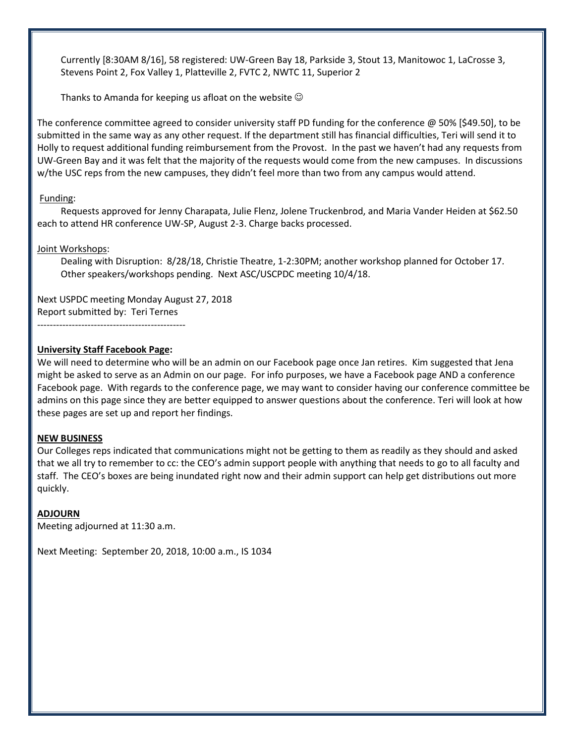Currently [8:30AM 8/16], 58 registered: UW-Green Bay 18, Parkside 3, Stout 13, Manitowoc 1, LaCrosse 3, Stevens Point 2, Fox Valley 1, Platteville 2, FVTC 2, NWTC 11, Superior 2

Thanks to Amanda for keeping us afloat on the website ☺

The conference committee agreed to consider university staff PD funding for the conference @ 50% [$49.50], to be submitted in the same way as any other request. If the department still has financial difficulties, Teri will send it to Holly to request additional funding reimbursement from the Provost. In the past we haven't had any requests from UW-Green Bay and it was felt that the majority of the requests would come from the new campuses. In discussions w/the USC reps from the new campuses, they didn't feel more than two from any campus would attend.

<u>Funding</u>:

Requests approved for Jenny Charapata, Julie Flenz, Jolene Truckenbrod, and Maria Vander Heiden at $62.50 each to attend HR conference UW-SP, August 2-3. Charge backs processed.

<u>Joint Workshops</u>:

Dealing with Disruption: 8/28/18, Christie Theatre, 1-2:30PM; another workshop planned for October 17. Other speakers/workshops pending. Next ASC/USCPDC meeting 10/4/18.

Next USPDC meeting Monday August 27, 2018
Report submitted by: Teri Ternes

-----------------------------------------------

**<u>University Staff Facebook Page</u>:**

We will need to determine who will be an admin on our Facebook page once Jan retires. Kim suggested that Jena might be asked to serve as an Admin on our page. For info purposes, we have a Facebook page AND a conference Facebook page. With regards to the conference page, we may want to consider having our conference committee be admins on this page since they are better equipped to answer questions about the conference. Teri will look at how these pages are set up and report her findings.

**<u>NEW BUSINESS</u>**

Our Colleges reps indicated that communications might not be getting to them as readily as they should and asked that we all try to remember to cc: the CEO's admin support people with anything that needs to go to all faculty and staff. The CEO's boxes are being inundated right now and their admin support can help get distributions out more quickly.

**<u>ADJOURN</u>**

Meeting adjourned at 11:30 a.m.

Next Meeting: September 20, 2018, 10:00 a.m., IS 1034